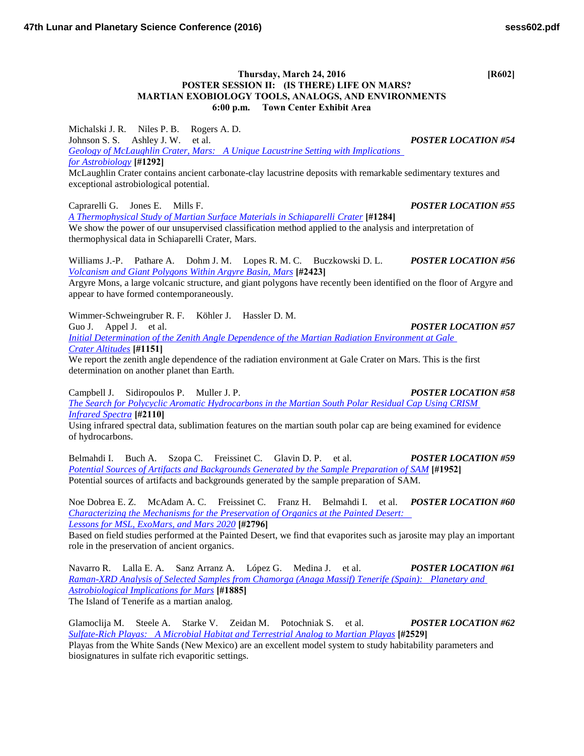**Thursday, March 24, 2016 [R602]**

**POSTER SESSION II: (IS THERE) LIFE ON MARS? MARTIAN EXOBIOLOGY TOOLS, ANALOGS, AND ENVIRONMENTS**

**6:00 p.m. Town Center Exhibit Area**

Michalski J. R. Niles P. B. Rogers A. D. Johnson S. S. Ashley J. W. et al. ***POSTER LOCATION #54***
*Geology of McLaughlin Crater, Mars: A Unique Lacustrine Setting with Implications for Astrobiology* **[#1292]**
McLaughlin Crater contains ancient carbonate-clay lacustrine deposits with remarkable sedimentary textures and exceptional astrobiological potential.

Caprarelli G. Jones E. Mills F. ***POSTER LOCATION #55***
*A Thermophysical Study of Martian Surface Materials in Schiaparelli Crater* **[#1284]**
We show the power of our unsupervised classification method applied to the analysis and interpretation of thermophysical data in Schiaparelli Crater, Mars.

Williams J.-P. Pathare A. Dohm J. M. Lopes R. M. C. Buczkowski D. L. ***POSTER LOCATION #56***
*Volcanism and Giant Polygons Within Argyre Basin, Mars* **[#2423]**
Argyre Mons, a large volcanic structure, and giant polygons have recently been identified on the floor of Argyre and appear to have formed contemporaneously.

Wimmer-Schweingruber R. F. Köhler J. Hassler D. M. Guo J. Appel J. et al. ***POSTER LOCATION #57***
*Initial Determination of the Zenith Angle Dependence of the Martian Radiation Environment at Gale Crater Altitudes* **[#1151]**
We report the zenith angle dependence of the radiation environment at Gale Crater on Mars. This is the first determination on another planet than Earth.

Campbell J. Sidiropoulos P. Muller J. P. ***POSTER LOCATION #58***
*The Search for Polycyclic Aromatic Hydrocarbons in the Martian South Polar Residual Cap Using CRISM Infrared Spectra* **[#2110]**
Using infrared spectral data, sublimation features on the martian south polar cap are being examined for evidence of hydrocarbons.

Belmahdi I. Buch A. Szopa C. Freissinet C. Glavin D. P. et al. ***POSTER LOCATION #59***
*Potential Sources of Artifacts and Backgrounds Generated by the Sample Preparation of SAM* **[#1952]**
Potential sources of artifacts and backgrounds generated by the sample preparation of SAM.

Noe Dobrea E. Z. McAdam A. C. Freissinet C. Franz H. Belmahdi I. et al. ***POSTER LOCATION #60***
*Characterizing the Mechanisms for the Preservation of Organics at the Painted Desert: Lessons for MSL, ExoMars, and Mars 2020* **[#2796]**
Based on field studies performed at the Painted Desert, we find that evaporites such as jarosite may play an important role in the preservation of ancient organics.

Navarro R. Lalla E. A. Sanz Arranz A. López G. Medina J. et al. ***POSTER LOCATION #61***
*Raman-XRD Analysis of Selected Samples from Chamorga (Anaga Massif) Tenerife (Spain): Planetary and Astrobiological Implications for Mars* **[#1885]**
The Island of Tenerife as a martian analog.

Glamoclija M. Steele A. Starke V. Zeidan M. Potochniak S. et al. ***POSTER LOCATION #62***
*Sulfate-Rich Playas: A Microbial Habitat and Terrestrial Analog to Martian Playas* **[#2529]**
Playas from the White Sands (New Mexico) are an excellent model system to study habitability parameters and biosignatures in sulfate rich evaporitic settings.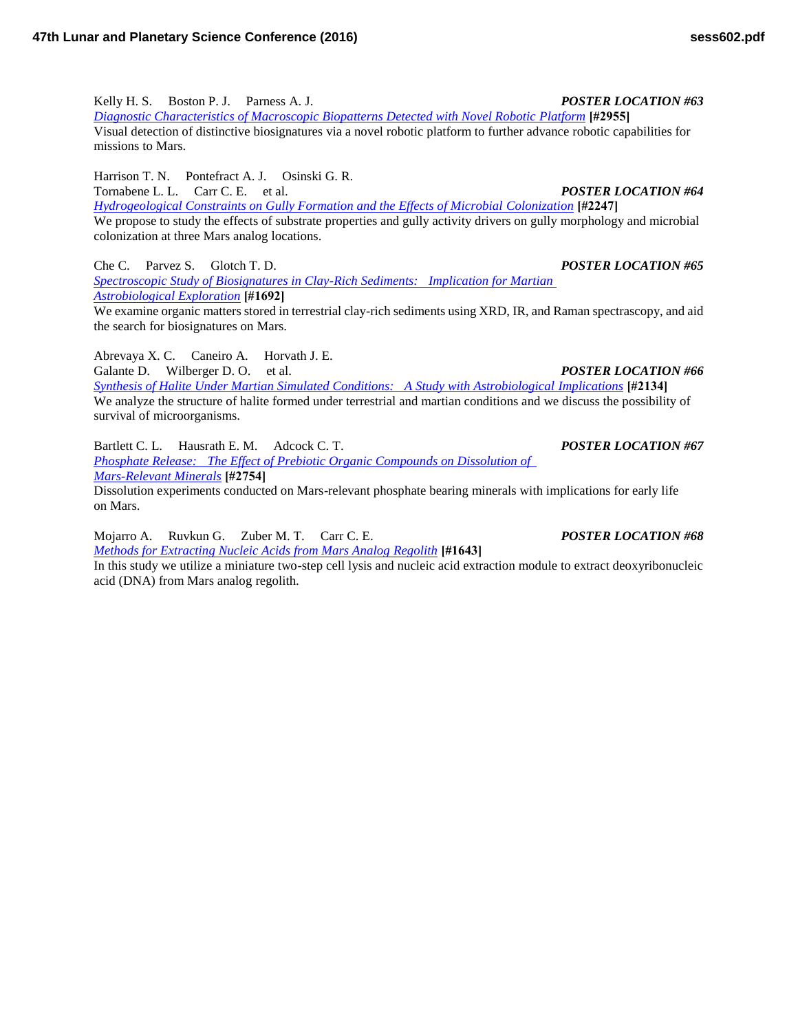Kelly H. S. Boston P. J. Parness A. J. ***POSTER LOCATION #63***
*Diagnostic Characteristics of Macroscopic Biopatterns Detected with Novel Robotic Platform* **[#2955]**
Visual detection of distinctive biosignatures via a novel robotic platform to further advance robotic capabilities for missions to Mars.

Harrison T. N. Pontefract A. J. Osinski G. R.
Tornabene L. L. Carr C. E. et al. ***POSTER LOCATION #64***
*Hydrogeological Constraints on Gully Formation and the Effects of Microbial Colonization* **[#2247]**
We propose to study the effects of substrate properties and gully activity drivers on gully morphology and microbial colonization at three Mars analog locations.

Che C. Parvez S. Glotch T. D. ***POSTER LOCATION #65***
*Spectroscopic Study of Biosignatures in Clay-Rich Sediments: Implication for Martian Astrobiological Exploration* **[#1692]**
We examine organic matters stored in terrestrial clay-rich sediments using XRD, IR, and Raman spectrascopy, and aid the search for biosignatures on Mars.

Abrevaya X. C. Caneiro A. Horvath J. E.
Galante D. Wilberger D. O. et al. ***POSTER LOCATION #66***
*Synthesis of Halite Under Martian Simulated Conditions: A Study with Astrobiological Implications* **[#2134]**
We analyze the structure of halite formed under terrestrial and martian conditions and we discuss the possibility of survival of microorganisms.

Bartlett C. L. Hausrath E. M. Adcock C. T. ***POSTER LOCATION #67***
*Phosphate Release: The Effect of Prebiotic Organic Compounds on Dissolution of Mars-Relevant Minerals* **[#2754]**
Dissolution experiments conducted on Mars-relevant phosphate bearing minerals with implications for early life on Mars.

Mojarro A. Ruvkun G. Zuber M. T. Carr C. E. ***POSTER LOCATION #68***
*Methods for Extracting Nucleic Acids from Mars Analog Regolith* **[#1643]**
In this study we utilize a miniature two-step cell lysis and nucleic acid extraction module to extract deoxyribonucleic acid (DNA) from Mars analog regolith.